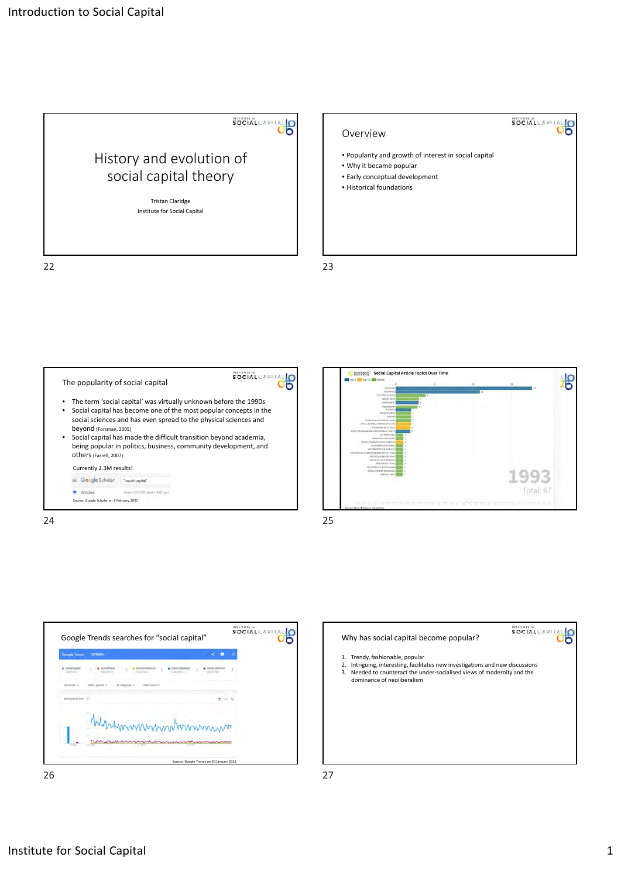## History and evolution of social capital theory

Tristan Claridge

Institute for Social Capital

## Overview

- Popularity and growth of interest in social capital
- Why it became popular
- Early conceptual development
- Historical foundations

## The popularity of social capital

- The term 'social capital' was virtually unknown before the 1990s
- Social capital has become one of the most popular concepts in the social sciences and has even spread to the physical sciences and beyond (Forsman, 2005)
- Social capital has made the difficult transition beyond academia, being popular in politics, business, community development, and others (Farrell, 2007)

Currently 2.3M results!

Source: Google Scholar on 3 February 2021

## Social Capital Article Topics Over Time

1993

Total: 67

Source: Web of Science Categories

## Google Trends searches for "social capital"

Source: Google Trends on 30 January 2021

## Why has social capital become popular?

1. Trendy, fashionable, popular
2. Intriguing, interesting, facilitates new investigations and new discussions
3. Needed to counteract the under-socialised views of modernity and the dominance of neoliberalism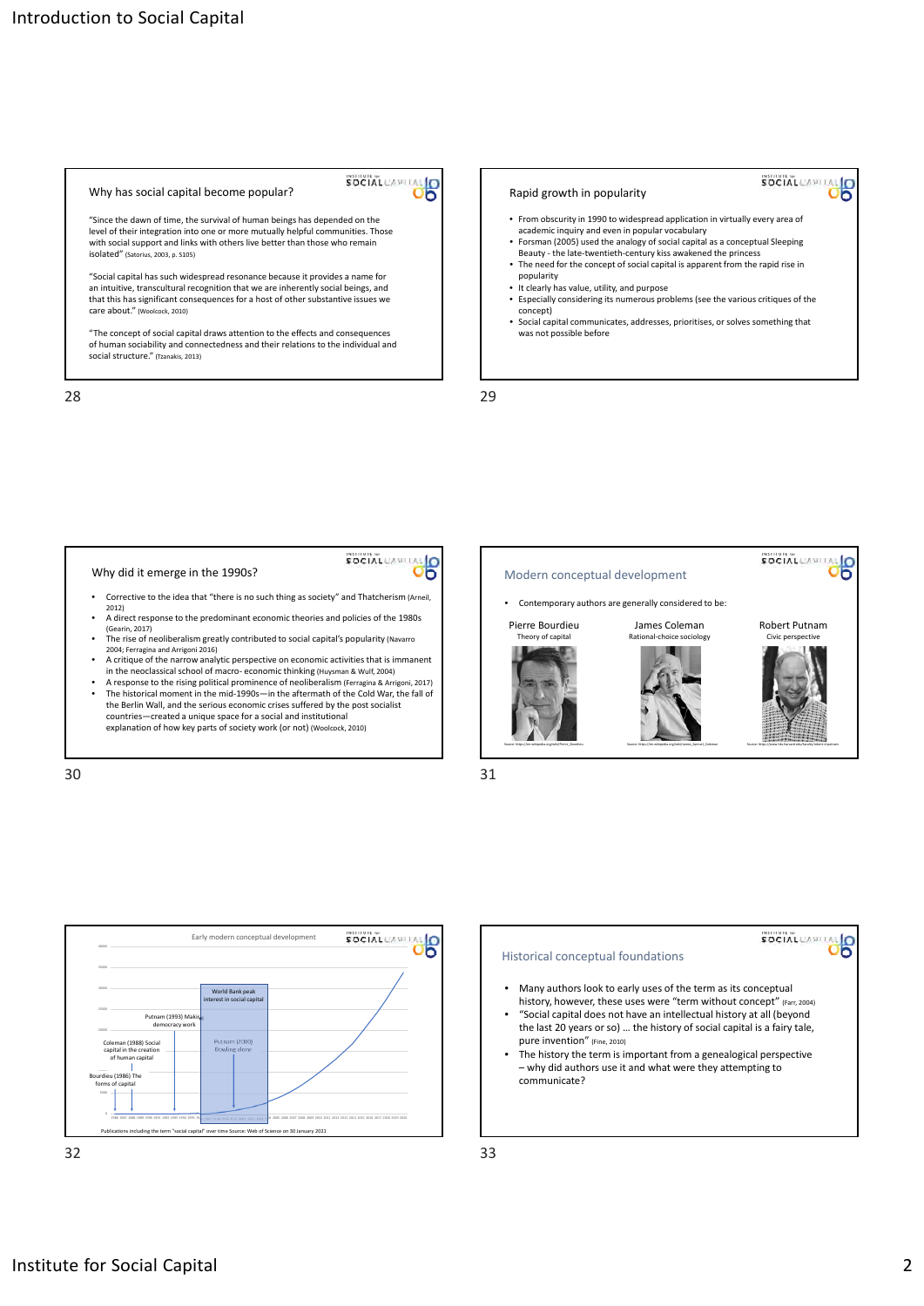## Why has social capital become popular?

"Since the dawn of time, the survival of human beings has depended on the level of their integration into one or more mutually helpful communities. Those with social support and links with others live better than those who remain isolated" (Satorius, 2003, p. S105)

"Social capital has such widespread resonance because it provides a name for an intuitive, transcultural recognition that we are inherently social beings, and that this has significant consequences for a host of other substantive issues we care about." (Woolcock, 2010)

"The concept of social capital draws attention to the effects and consequences of human sociability and connectedness and their relations to the individual and social structure." (Tzanakis, 2013)

## Rapid growth in popularity

- From obscurity in 1990 to widespread application in virtually every area of academic inquiry and even in popular vocabulary
- Forsman (2005) used the analogy of social capital as a conceptual Sleeping Beauty - the late-twentieth-century kiss awakened the princess
- The need for the concept of social capital is apparent from the rapid rise in popularity
- It clearly has value, utility, and purpose
- Especially considering its numerous problems (see the various critiques of the concept)
- Social capital communicates, addresses, prioritises, or solves something that was not possible before

## Why did it emerge in the 1990s?

- Corrective to the idea that "there is no such thing as society" and Thatcherism (Arneil, 2012)
- A direct response to the predominant economic theories and policies of the 1980s (Gearin, 2017)
- The rise of neoliberalism greatly contributed to social capital's popularity (Navarro 2004; Ferragina and Arrigoni 2016)
- A critique of the narrow analytic perspective on economic activities that is immanent in the neoclassical school of macro- economic thinking (Huysman & Wulf, 2004)
- A response to the rising political prominence of neoliberalism (Ferragina & Arrigoni, 2017)
- The historical moment in the mid-1990s—in the aftermath of the Cold War, the fall of the Berlin Wall, and the serious economic crises suffered by the post socialist countries—created a unique space for a social and institutional explanation of how key parts of society work (or not) (Woolcock, 2010)

## Modern conceptual development

- Contemporary authors are generally considered to be:

| Pierre Bourdieu | James Coleman | Robert Putnam |
|---|---|---|
| Theory of capital | Rational-choice sociology | Civic perspective |

## Early modern conceptual development

- Bourdieu (1986) The forms of capital
- Coleman (1988) Social capital in the creation of human capital
- Putnam (1993) Making democracy work
- World Bank peak interest in social capital
- Putnam (2000) Bowling alone

Publications including the term "social capital" over time Source: Web of Science on 30 January 2021

## Historical conceptual foundations

- Many authors look to early uses of the term as its conceptual history, however, these uses were "term without concept" (Farr, 2004)
- "Social capital does not have an intellectual history at all (beyond the last 20 years or so) … the history of social capital is a fairy tale, pure invention" (Fine, 2010)
- The history the term is important from a genealogical perspective – why did authors use it and what were they attempting to communicate?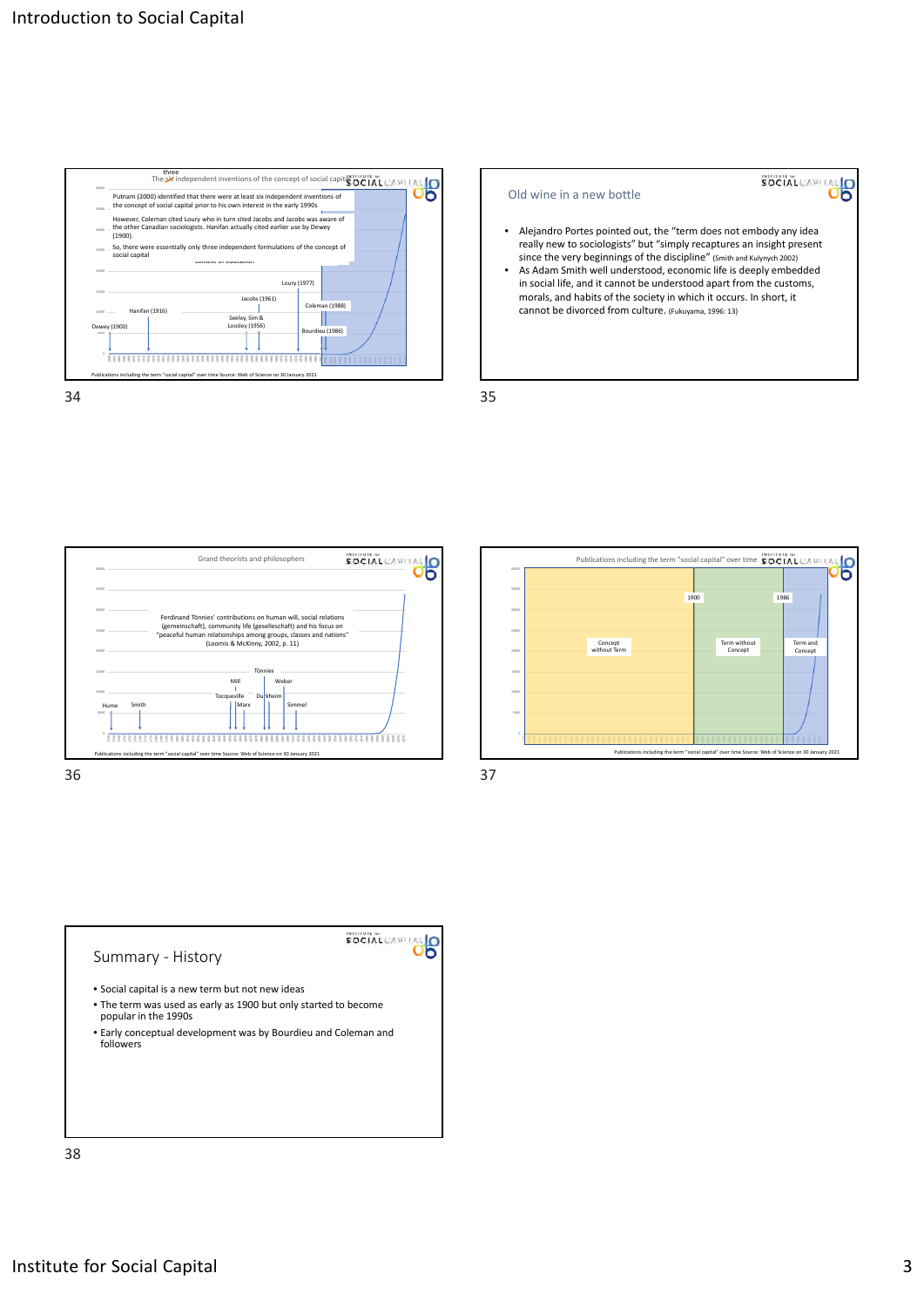### 34

three
The ~~six~~ independent inventions of the concept of social capital

Putnam (2000) identified that there were at least six independent inventions of the concept of social capital prior to his own interest in the early 1990s

However, Coleman cited Loury who in turn cited Jacobs and Jacobs was aware of the other Canadian sociologists. Hanifan actually cited earlier use by Dewey (1900).

So, there were essentially only three independent formulations of the concept of social capital

Loury (1977)
Jacobs (1961)
Coleman (1988)
Hanifan (1916)
Seeley, Sim & Loosley (1956)
Dewey (1900)
Bourdieu (1986)

Publications including the term "social capital" over time Source: Web of Science on 30 January 2021

### 35

Old wine in a new bottle

- Alejandro Portes pointed out, the "term does not embody any idea really new to sociologists" but "simply recaptures an insight present since the very beginnings of the discipline" (Smith and Kulynych 2002)
- As Adam Smith well understood, economic life is deeply embedded in social life, and it cannot be understood apart from the customs, morals, and habits of the society in which it occurs. In short, it cannot be divorced from culture. (Fukuyama, 1996: 13)

### 36

Grand theorists and philosophers

Ferdinand Tönnies' contributions on human will, social relations (gemeinschaft), community life (gesellschaft) and his focus on "peaceful human relationships among groups, classes and nations" (Loomis & McKinny, 2002, p. 11)

Tönnies
Mill
Weber
Tocqueville
Durkheim
Hume
Smith
Marx
Simmel

Publications including the term "social capital" over time Source: Web of Science on 30 January 2021

### 37

Publications including the term "social capital" over time

1900
1986
Concept without Term
Term without Concept
Term and Concept

Publications including the term "social capital" over time Source: Web of Science on 30 January 2021

### 38

Summary - History

- Social capital is a new term but not new ideas
- The term was used as early as 1900 but only started to become popular in the 1990s
- Early conceptual development was by Bourdieu and Coleman and followers